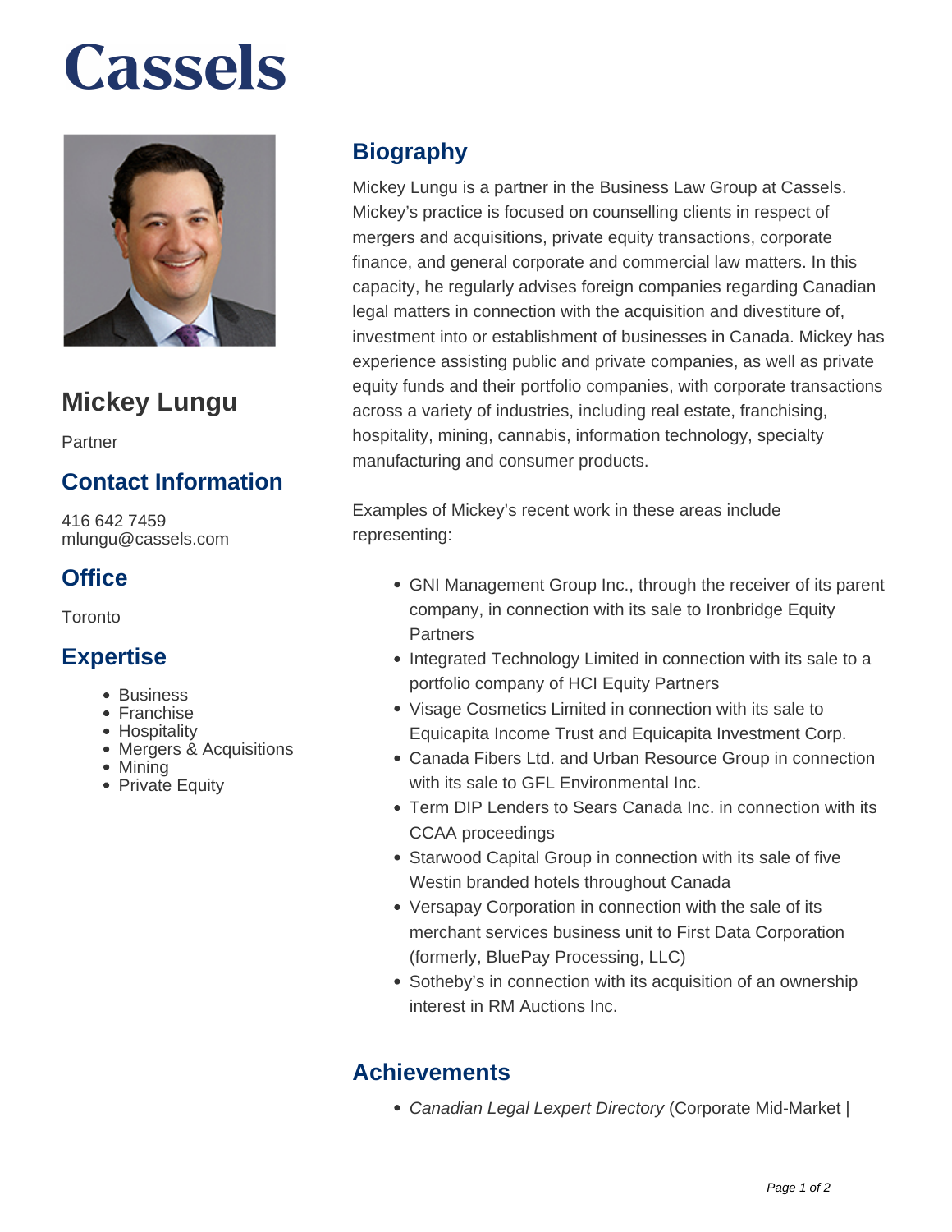# Cassels

## Mickey Lungu

Partner

### Contact Information

416 642 7459
mlungu@cassels.com

### Office

Toronto

### Expertise

- Business
- Franchise
- Hospitality
- Mergers & Acquisitions
- Mining
- Private Equity

## Biography

Mickey Lungu is a partner in the Business Law Group at Cassels. Mickey's practice is focused on counselling clients in respect of mergers and acquisitions, private equity transactions, corporate finance, and general corporate and commercial law matters. In this capacity, he regularly advises foreign companies regarding Canadian legal matters in connection with the acquisition and divestiture of, investment into or establishment of businesses in Canada. Mickey has experience assisting public and private companies, as well as private equity funds and their portfolio companies, with corporate transactions across a variety of industries, including real estate, franchising, hospitality, mining, cannabis, information technology, specialty manufacturing and consumer products.

Examples of Mickey's recent work in these areas include representing:

- GNI Management Group Inc., through the receiver of its parent company, in connection with its sale to Ironbridge Equity Partners
- Integrated Technology Limited in connection with its sale to a portfolio company of HCI Equity Partners
- Visage Cosmetics Limited in connection with its sale to Equicapita Income Trust and Equicapita Investment Corp.
- Canada Fibers Ltd. and Urban Resource Group in connection with its sale to GFL Environmental Inc.
- Term DIP Lenders to Sears Canada Inc. in connection with its CCAA proceedings
- Starwood Capital Group in connection with its sale of five Westin branded hotels throughout Canada
- Versapay Corporation in connection with the sale of its merchant services business unit to First Data Corporation (formerly, BluePay Processing, LLC)
- Sotheby's in connection with its acquisition of an ownership interest in RM Auctions Inc.

## Achievements

- *Canadian Legal Lexpert Directory* (Corporate Mid-Market |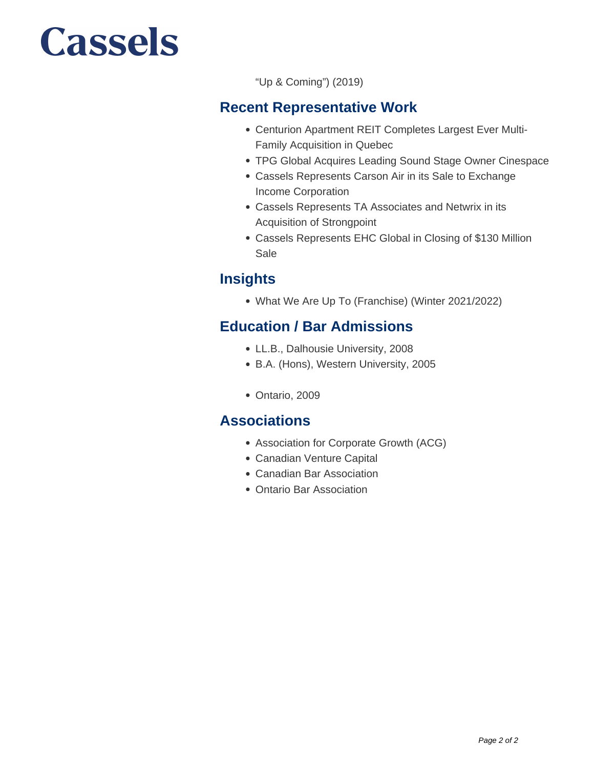“Up & Coming”) (2019)

## Recent Representative Work

- Centurion Apartment REIT Completes Largest Ever Multi-Family Acquisition in Quebec
- TPG Global Acquires Leading Sound Stage Owner Cinespace
- Cassels Represents Carson Air in its Sale to Exchange Income Corporation
- Cassels Represents TA Associates and Netwrix in its Acquisition of Strongpoint
- Cassels Represents EHC Global in Closing of $130 Million Sale

## Insights

- What We Are Up To (Franchise) (Winter 2021/2022)

## Education / Bar Admissions

- LL.B., Dalhousie University, 2008
- B.A. (Hons), Western University, 2005

- Ontario, 2009

## Associations

- Association for Corporate Growth (ACG)
- Canadian Venture Capital
- Canadian Bar Association
- Ontario Bar Association